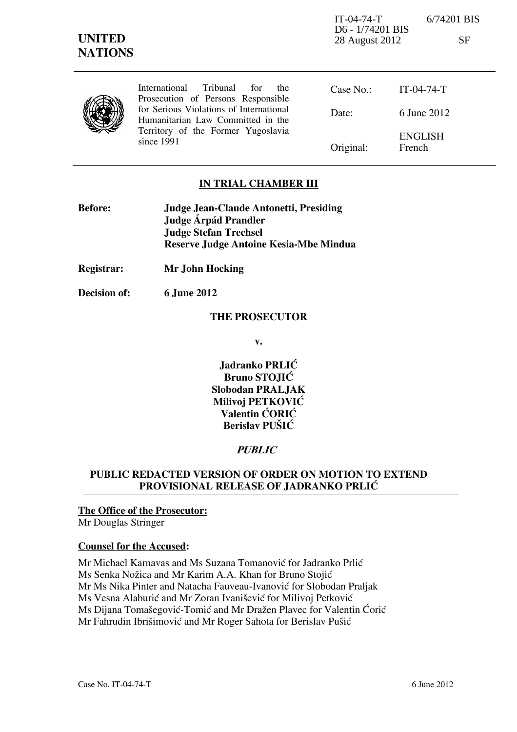IT-04-74-T 6/74201 BIS
D6 - 1/74201 BIS
28 August 2012 SF

**UNITED NATIONS**

| International Tribunal for the Prosecution of Persons Responsible for Serious Violations of International Humanitarian Law Committed in the Territory of the Former Yugoslavia since 1991 | Case No.: | IT-04-74-T |
| --- | --- | --- |
| | Date: | 6 June 2012 |
| | Original: | ENGLISH French |

## IN TRIAL CHAMBER III

**Before:** **Judge Jean-Claude Antonetti, Presiding**
**Judge Árpád Prandler**
**Judge Stefan Trechsel**
**Reserve Judge Antoine Kesia-Mbe Mindua**

**Registrar:** **Mr John Hocking**

**Decision of:** **6 June 2012**

**THE PROSECUTOR**

**v.**

**Jadranko PRLIĆ**
**Bruno STOJIĆ**
**Slobodan PRALJAK**
**Milivoj PETKOVIĆ**
**Valentin ĆORIĆ**
**Berislav PUŠIĆ**

***PUBLIC***

## PUBLIC REDACTED VERSION OF ORDER ON MOTION TO EXTEND PROVISIONAL RELEASE OF JADRANKO PRLIĆ

**The Office of the Prosecutor:**
Mr Douglas Stringer

**Counsel for the Accused:**

Mr Michael Karnavas and Ms Suzana Tomanović for Jadranko Prlić
Ms Senka Nožica and Mr Karim A.A. Khan for Bruno Stojić
Mr Ms Nika Pinter and Natacha Fauveau-Ivanović for Slobodan Praljak
Ms Vesna Alaburić and Mr Zoran Ivanišević for Milivoj Petković
Ms Dijana Tomašegović-Tomić and Mr Dražen Plavec for Valentin Ćorić
Mr Fahrudin Ibrišimović and Mr Roger Sahota for Berislav Pušić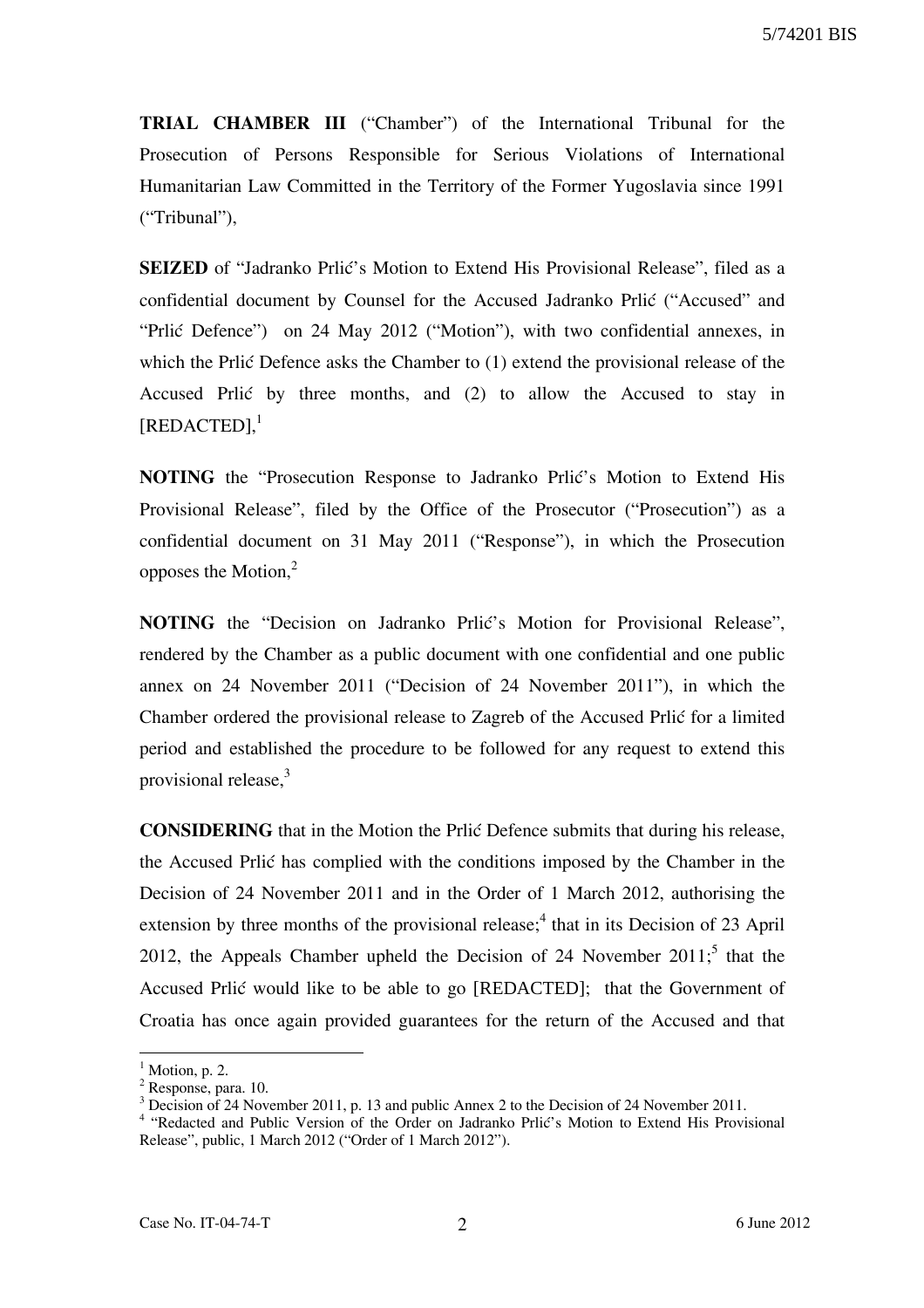**TRIAL CHAMBER III** ("Chamber") of the International Tribunal for the Prosecution of Persons Responsible for Serious Violations of International Humanitarian Law Committed in the Territory of the Former Yugoslavia since 1991 ("Tribunal"),

**SEIZED** of "Jadranko Prlić's Motion to Extend His Provisional Release", filed as a confidential document by Counsel for the Accused Jadranko Prlić ("Accused" and "Prlić Defence") on 24 May 2012 ("Motion"), with two confidential annexes, in which the Prlić Defence asks the Chamber to (1) extend the provisional release of the Accused Prlić by three months, and (2) to allow the Accused to stay in [REDACTED],[1]

**NOTING** the "Prosecution Response to Jadranko Prlić's Motion to Extend His Provisional Release", filed by the Office of the Prosecutor ("Prosecution") as a confidential document on 31 May 2011 ("Response"), in which the Prosecution opposes the Motion,[2]

**NOTING** the "Decision on Jadranko Prlić's Motion for Provisional Release", rendered by the Chamber as a public document with one confidential and one public annex on 24 November 2011 ("Decision of 24 November 2011"), in which the Chamber ordered the provisional release to Zagreb of the Accused Prlić for a limited period and established the procedure to be followed for any request to extend this provisional release,[3]

**CONSIDERING** that in the Motion the Prlić Defence submits that during his release, the Accused Prlić has complied with the conditions imposed by the Chamber in the Decision of 24 November 2011 and in the Order of 1 March 2012, authorising the extension by three months of the provisional release;[4] that in its Decision of 23 April 2012, the Appeals Chamber upheld the Decision of 24 November 2011;[5] that the Accused Prlić would like to be able to go [REDACTED]; that the Government of Croatia has once again provided guarantees for the return of the Accused and that

---

[1] Motion, p. 2.

[2] Response, para. 10.

[3] Decision of 24 November 2011, p. 13 and public Annex 2 to the Decision of 24 November 2011.

[4] "Redacted and Public Version of the Order on Jadranko Prlić's Motion to Extend His Provisional Release", public, 1 March 2012 ("Order of 1 March 2012").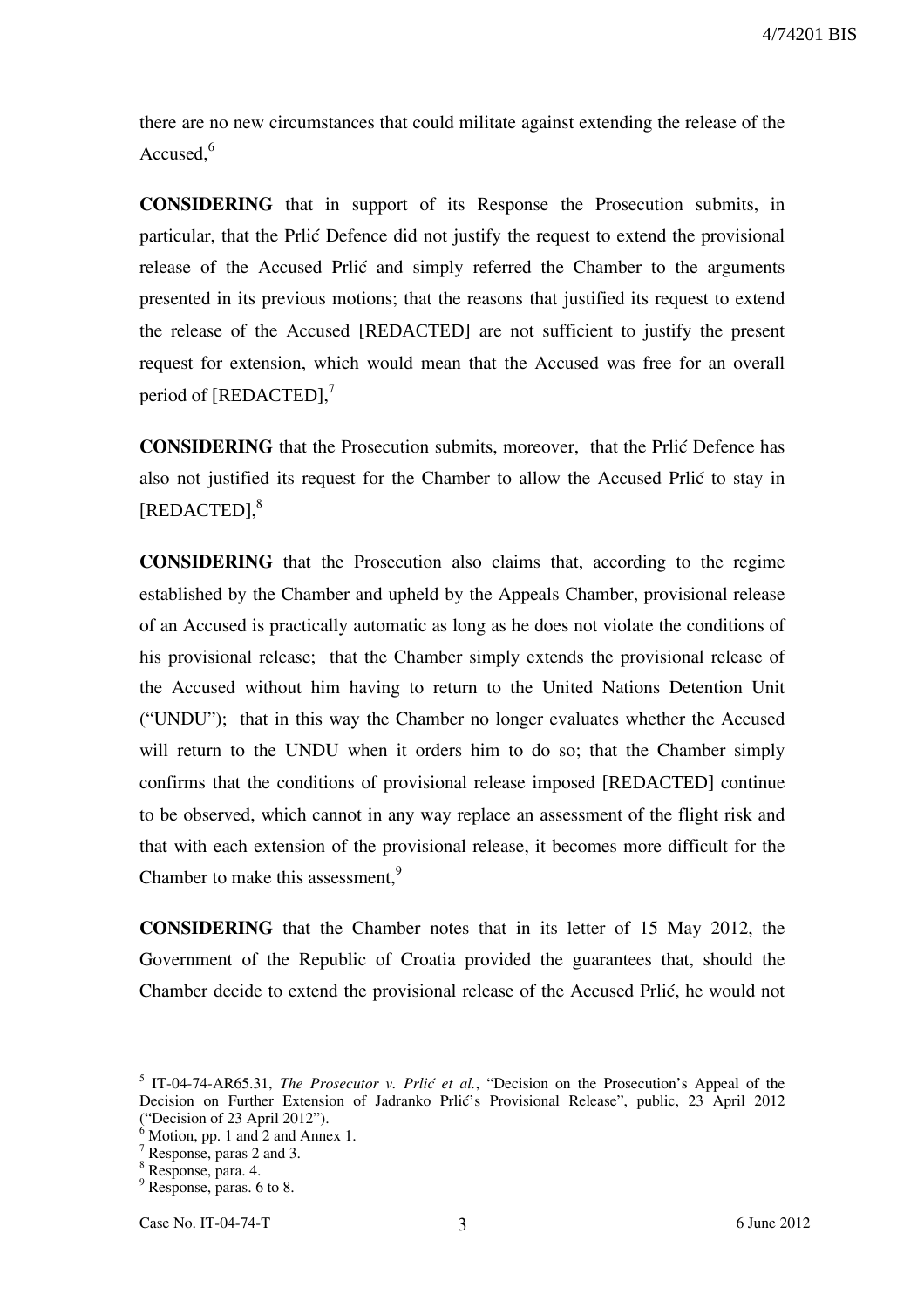there are no new circumstances that could militate against extending the release of the Accused,[6]

**CONSIDERING** that in support of its Response the Prosecution submits, in particular, that the Prlić Defence did not justify the request to extend the provisional release of the Accused Prlić and simply referred the Chamber to the arguments presented in its previous motions; that the reasons that justified its request to extend the release of the Accused [REDACTED] are not sufficient to justify the present request for extension, which would mean that the Accused was free for an overall period of [REDACTED],[7]

**CONSIDERING** that the Prosecution submits, moreover, that the Prlić Defence has also not justified its request for the Chamber to allow the Accused Prlić to stay in [REDACTED],[8]

**CONSIDERING** that the Prosecution also claims that, according to the regime established by the Chamber and upheld by the Appeals Chamber, provisional release of an Accused is practically automatic as long as he does not violate the conditions of his provisional release; that the Chamber simply extends the provisional release of the Accused without him having to return to the United Nations Detention Unit ("UNDU"); that in this way the Chamber no longer evaluates whether the Accused will return to the UNDU when it orders him to do so; that the Chamber simply confirms that the conditions of provisional release imposed [REDACTED] continue to be observed, which cannot in any way replace an assessment of the flight risk and that with each extension of the provisional release, it becomes more difficult for the Chamber to make this assessment,[9]

**CONSIDERING** that the Chamber notes that in its letter of 15 May 2012, the Government of the Republic of Croatia provided the guarantees that, should the Chamber decide to extend the provisional release of the Accused Prlić, he would not

---

[5] IT-04-74-AR65.31, *The Prosecutor v. Prlić et al.*, "Decision on the Prosecution's Appeal of the Decision on Further Extension of Jadranko Prlić's Provisional Release", public, 23 April 2012 ("Decision of 23 April 2012").

[6] Motion, pp. 1 and 2 and Annex 1.

[7] Response, paras 2 and 3.

[8] Response, para. 4.

[9] Response, paras. 6 to 8.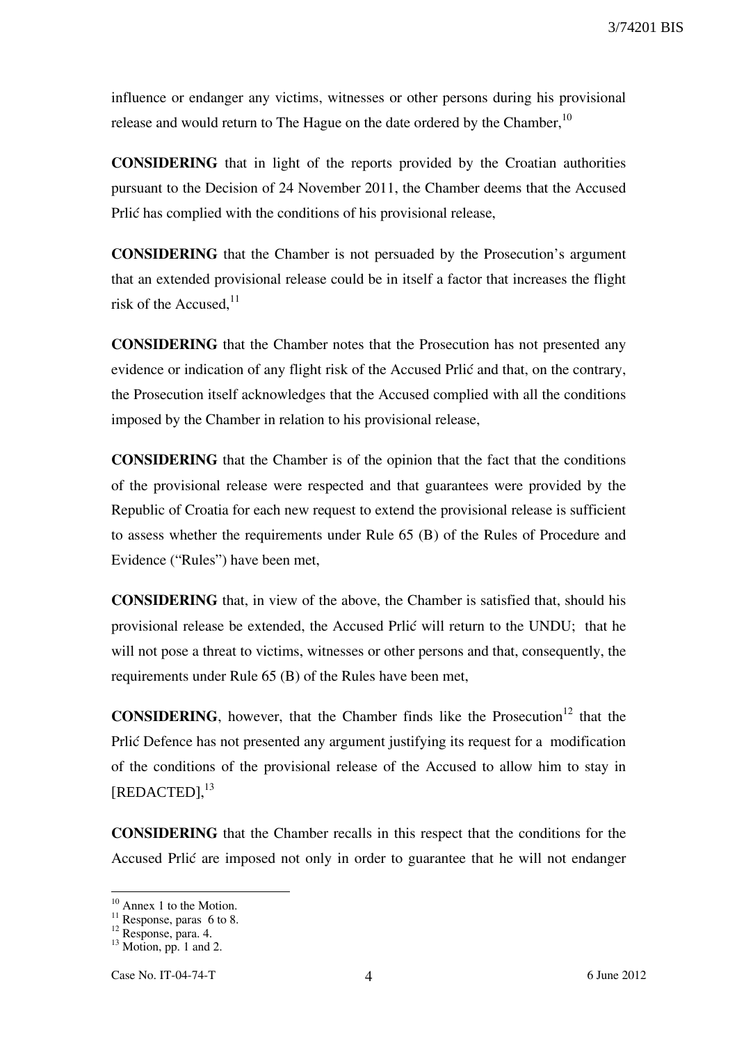influence or endanger any victims, witnesses or other persons during his provisional release and would return to The Hague on the date ordered by the Chamber,[10]

**CONSIDERING** that in light of the reports provided by the Croatian authorities pursuant to the Decision of 24 November 2011, the Chamber deems that the Accused Prlić has complied with the conditions of his provisional release,

**CONSIDERING** that the Chamber is not persuaded by the Prosecution's argument that an extended provisional release could be in itself a factor that increases the flight risk of the Accused,[11]

**CONSIDERING** that the Chamber notes that the Prosecution has not presented any evidence or indication of any flight risk of the Accused Prlić and that, on the contrary, the Prosecution itself acknowledges that the Accused complied with all the conditions imposed by the Chamber in relation to his provisional release,

**CONSIDERING** that the Chamber is of the opinion that the fact that the conditions of the provisional release were respected and that guarantees were provided by the Republic of Croatia for each new request to extend the provisional release is sufficient to assess whether the requirements under Rule 65 (B) of the Rules of Procedure and Evidence ("Rules") have been met,

**CONSIDERING** that, in view of the above, the Chamber is satisfied that, should his provisional release be extended, the Accused Prlić will return to the UNDU; that he will not pose a threat to victims, witnesses or other persons and that, consequently, the requirements under Rule 65 (B) of the Rules have been met,

**CONSIDERING**, however, that the Chamber finds like the Prosecution[12] that the Prlić Defence has not presented any argument justifying its request for a modification of the conditions of the provisional release of the Accused to allow him to stay in [REDACTED],[13]

**CONSIDERING** that the Chamber recalls in this respect that the conditions for the Accused Prlić are imposed not only in order to guarantee that he will not endanger

---

[10] Annex 1 to the Motion.
[11] Response, paras 6 to 8.
[12] Response, para. 4.
[13] Motion, pp. 1 and 2.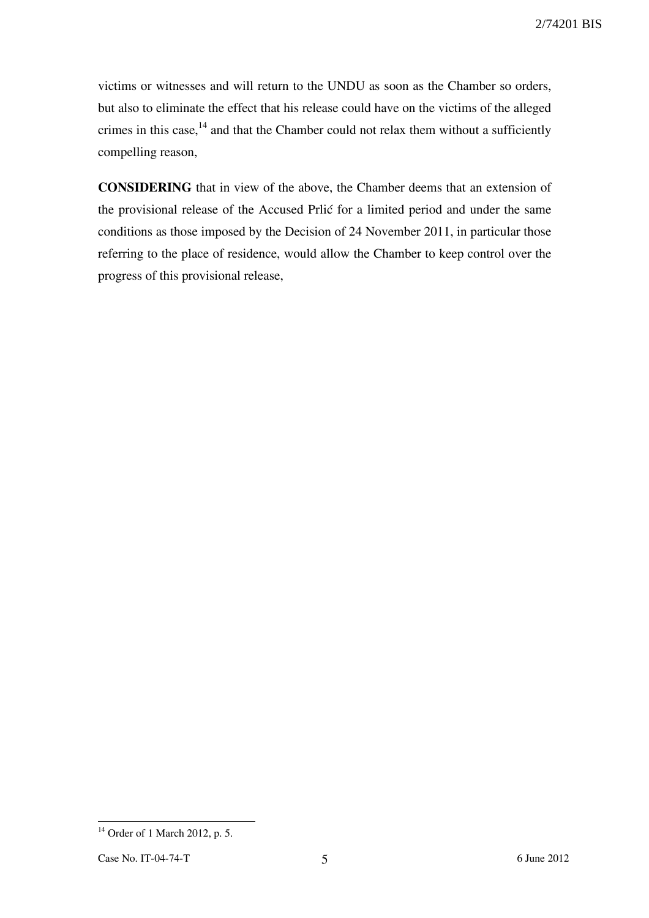victims or witnesses and will return to the UNDU as soon as the Chamber so orders, but also to eliminate the effect that his release could have on the victims of the alleged crimes in this case,[14] and that the Chamber could not relax them without a sufficiently compelling reason,

**CONSIDERING** that in view of the above, the Chamber deems that an extension of the provisional release of the Accused Prlić for a limited period and under the same conditions as those imposed by the Decision of 24 November 2011, in particular those referring to the place of residence, would allow the Chamber to keep control over the progress of this provisional release,

---

[14] Order of 1 March 2012, p. 5.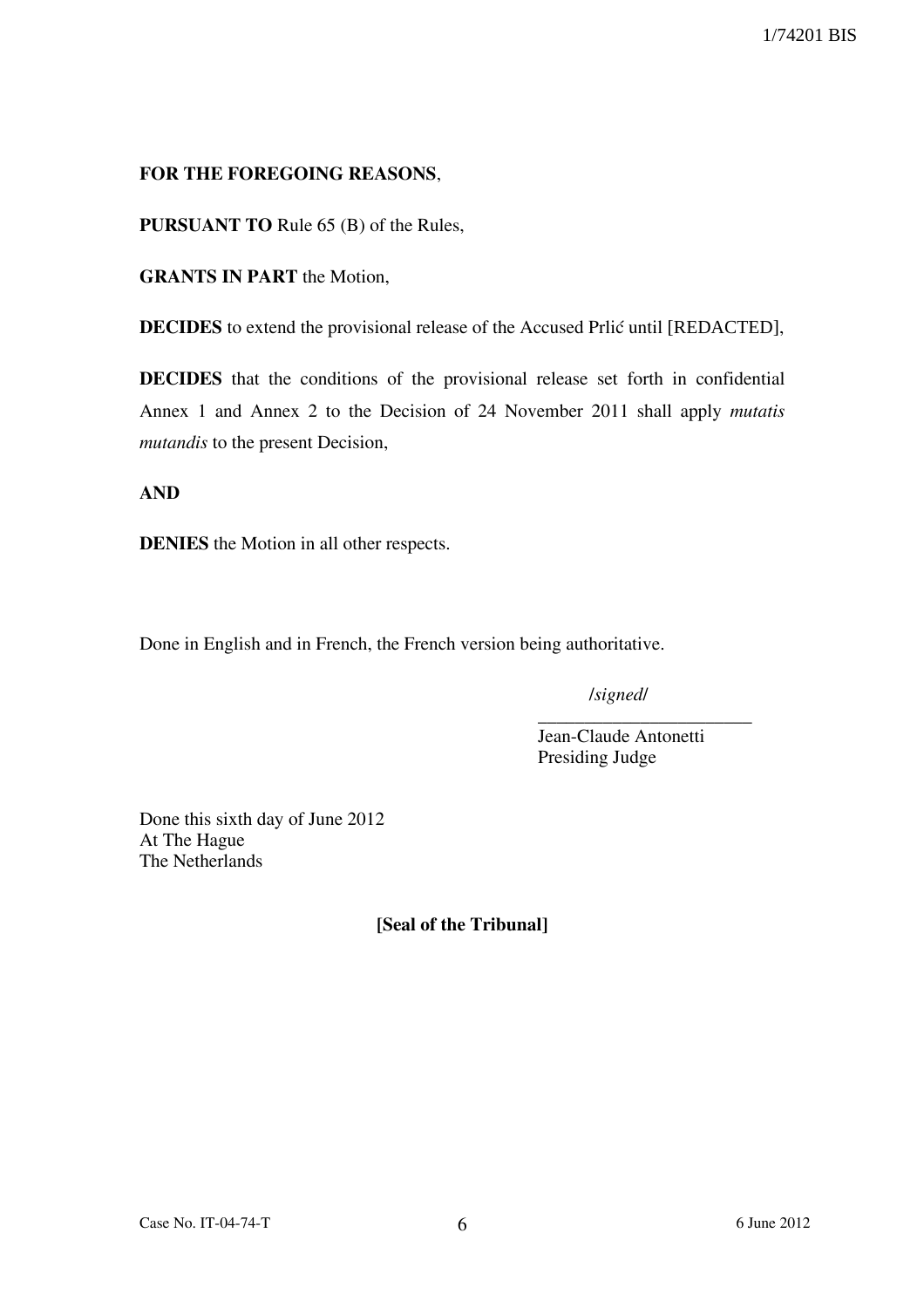**FOR THE FOREGOING REASONS**,

**PURSUANT TO** Rule 65 (B) of the Rules,

**GRANTS IN PART** the Motion,

**DECIDES** to extend the provisional release of the Accused Prlić until [REDACTED],

**DECIDES** that the conditions of the provisional release set forth in confidential Annex 1 and Annex 2 to the Decision of 24 November 2011 shall apply *mutatis mutandis* to the present Decision,

**AND**

**DENIES** the Motion in all other respects.

Done in English and in French, the French version being authoritative.

/*signed*/

Jean-Claude Antonetti
Presiding Judge

Done this sixth day of June 2012
At The Hague
The Netherlands

**[Seal of the Tribunal]**